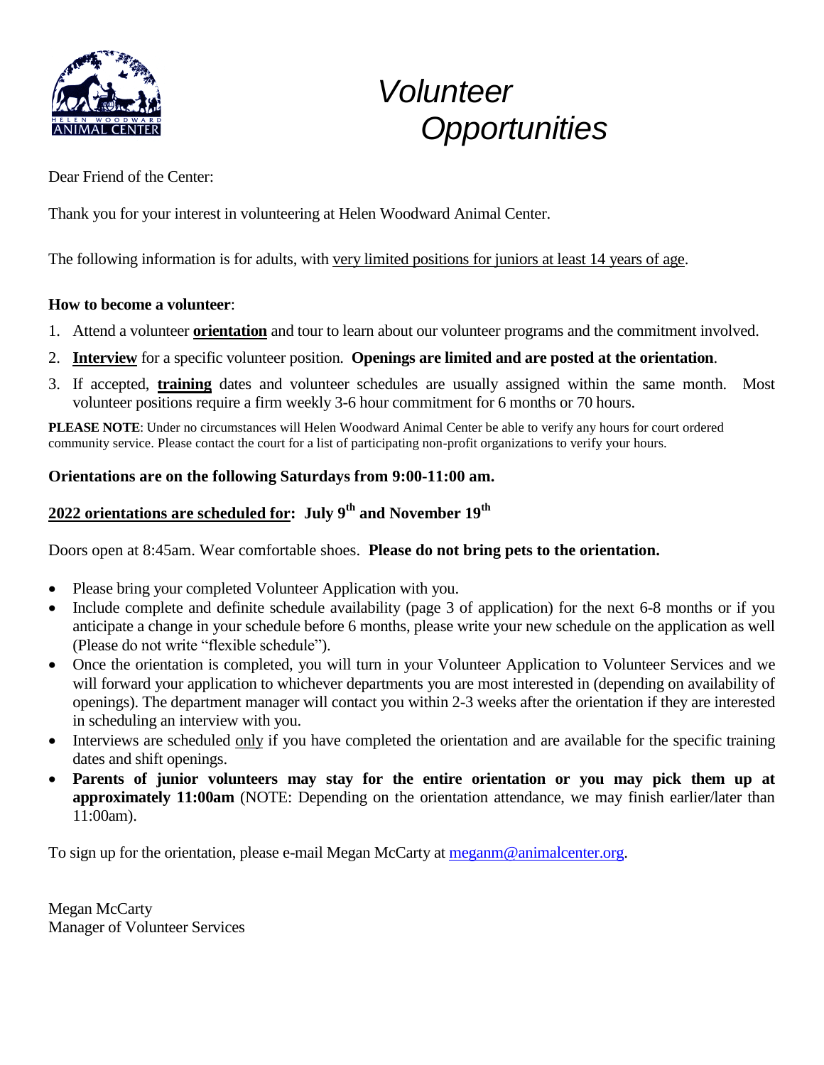HELEN WOODWARD ANIMAL CENTER

# *Volunteer Opportunities*

Dear Friend of the Center:

Thank you for your interest in volunteering at Helen Woodward Animal Center.

The following information is for adults, with <u>very limited positions for juniors at least 14 years of age</u>.

**How to become a volunteer**:

1. Attend a volunteer **<u>orientation</u>** and tour to learn about our volunteer programs and the commitment involved.
2. **<u>Interview</u>** for a specific volunteer position. **Openings are limited and are posted at the orientation**.
3. If accepted, **<u>training</u>** dates and volunteer schedules are usually assigned within the same month. Most volunteer positions require a firm weekly 3-6 hour commitment for 6 months or 70 hours.

**PLEASE NOTE**: Under no circumstances will Helen Woodward Animal Center be able to verify any hours for court ordered community service. Please contact the court for a list of participating non-profit organizations to verify your hours.

**Orientations are on the following Saturdays from 9:00-11:00 am.**

**<u>2022 orientations are scheduled for</u>: July 9th and November 19th**

Doors open at 8:45am. Wear comfortable shoes. **Please do not bring pets to the orientation.**

- Please bring your completed Volunteer Application with you.
- Include complete and definite schedule availability (page 3 of application) for the next 6-8 months or if you anticipate a change in your schedule before 6 months, please write your new schedule on the application as well (Please do not write "flexible schedule").
- Once the orientation is completed, you will turn in your Volunteer Application to Volunteer Services and we will forward your application to whichever departments you are most interested in (depending on availability of openings). The department manager will contact you within 2-3 weeks after the orientation if they are interested in scheduling an interview with you.
- Interviews are scheduled <u>only</u> if you have completed the orientation and are available for the specific training dates and shift openings.
- **Parents of junior volunteers may stay for the entire orientation or you may pick them up at approximately 11:00am** (NOTE: Depending on the orientation attendance, we may finish earlier/later than 11:00am).

To sign up for the orientation, please e-mail Megan McCarty at meganm@animalcenter.org.

Megan McCarty
Manager of Volunteer Services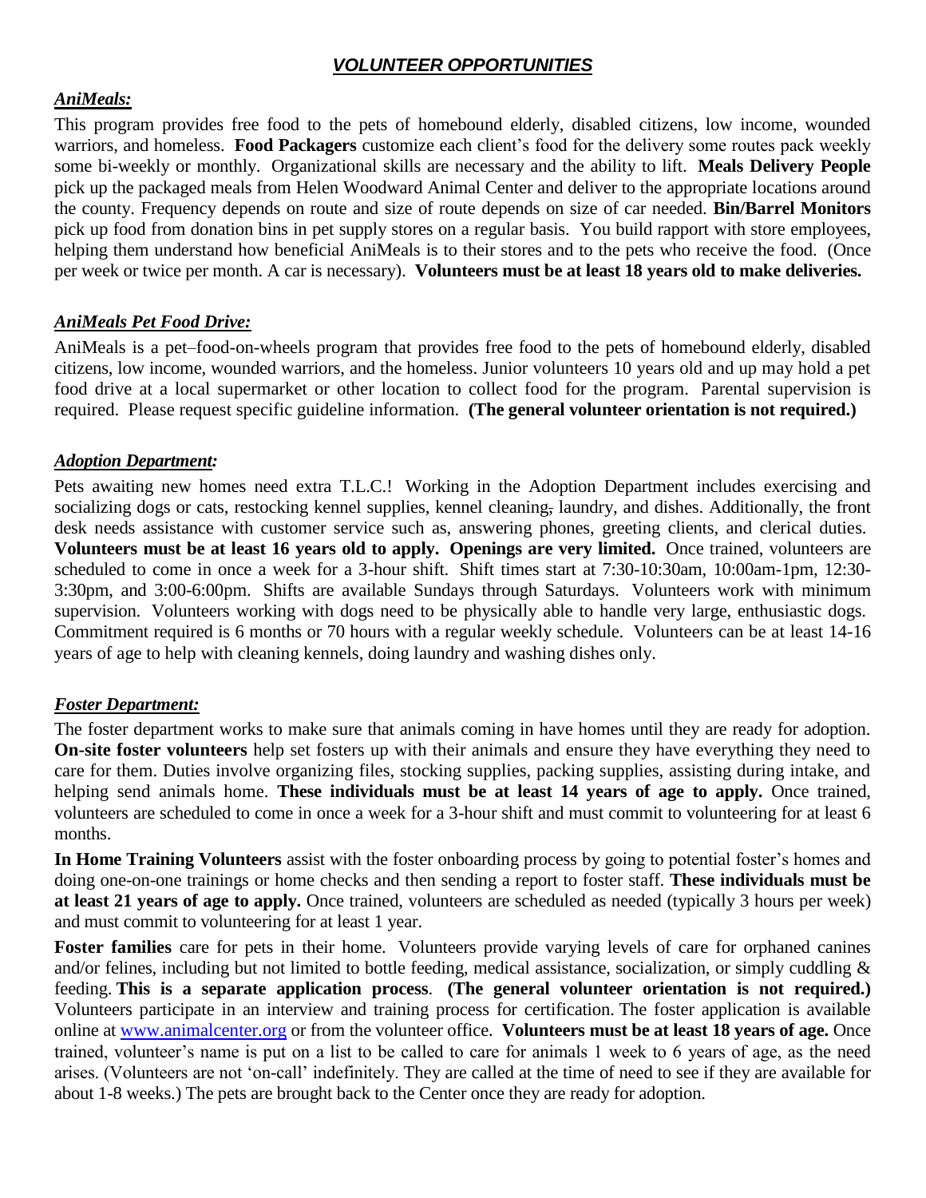## ***VOLUNTEER OPPORTUNITIES***

### ***AniMeals:***

This program provides free food to the pets of homebound elderly, disabled citizens, low income, wounded warriors, and homeless. **Food Packagers** customize each client's food for the delivery some routes pack weekly some bi-weekly or monthly. Organizational skills are necessary and the ability to lift. **Meals Delivery People** pick up the packaged meals from Helen Woodward Animal Center and deliver to the appropriate locations around the county. Frequency depends on route and size of route depends on size of car needed. **Bin/Barrel Monitors** pick up food from donation bins in pet supply stores on a regular basis. You build rapport with store employees, helping them understand how beneficial AniMeals is to their stores and to the pets who receive the food. (Once per week or twice per month. A car is necessary). **Volunteers must be at least 18 years old to make deliveries.**

### ***AniMeals Pet Food Drive:***

AniMeals is a pet–food-on-wheels program that provides free food to the pets of homebound elderly, disabled citizens, low income, wounded warriors, and the homeless. Junior volunteers 10 years old and up may hold a pet food drive at a local supermarket or other location to collect food for the program. Parental supervision is required. Please request specific guideline information. **(The general volunteer orientation is not required.)**

### ***Adoption Department:***

Pets awaiting new homes need extra T.L.C.! Working in the Adoption Department includes exercising and socializing dogs or cats, restocking kennel supplies, kennel cleaning, laundry, and dishes. Additionally, the front desk needs assistance with customer service such as, answering phones, greeting clients, and clerical duties. **Volunteers must be at least 16 years old to apply. Openings are very limited.** Once trained, volunteers are scheduled to come in once a week for a 3-hour shift. Shift times start at 7:30-10:30am, 10:00am-1pm, 12:30-3:30pm, and 3:00-6:00pm. Shifts are available Sundays through Saturdays. Volunteers work with minimum supervision. Volunteers working with dogs need to be physically able to handle very large, enthusiastic dogs. Commitment required is 6 months or 70 hours with a regular weekly schedule. Volunteers can be at least 14-16 years of age to help with cleaning kennels, doing laundry and washing dishes only.

### ***Foster Department:***

The foster department works to make sure that animals coming in have homes until they are ready for adoption. **On-site foster volunteers** help set fosters up with their animals and ensure they have everything they need to care for them. Duties involve organizing files, stocking supplies, packing supplies, assisting during intake, and helping send animals home. **These individuals must be at least 14 years of age to apply.** Once trained, volunteers are scheduled to come in once a week for a 3-hour shift and must commit to volunteering for at least 6 months.

**In Home Training Volunteers** assist with the foster onboarding process by going to potential foster's homes and doing one-on-one trainings or home checks and then sending a report to foster staff. **These individuals must be at least 21 years of age to apply.** Once trained, volunteers are scheduled as needed (typically 3 hours per week) and must commit to volunteering for at least 1 year.

**Foster families** care for pets in their home. Volunteers provide varying levels of care for orphaned canines and/or felines, including but not limited to bottle feeding, medical assistance, socialization, or simply cuddling & feeding. **This is a separate application process**. **(The general volunteer orientation is not required.)** Volunteers participate in an interview and training process for certification. The foster application is available online at [www.animalcenter.org](http://www.animalcenter.org) or from the volunteer office. **Volunteers must be at least 18 years of age.** Once trained, volunteer's name is put on a list to be called to care for animals 1 week to 6 years of age, as the need arises. (Volunteers are not 'on-call' indefinitely. They are called at the time of need to see if they are available for about 1-8 weeks.) The pets are brought back to the Center once they are ready for adoption.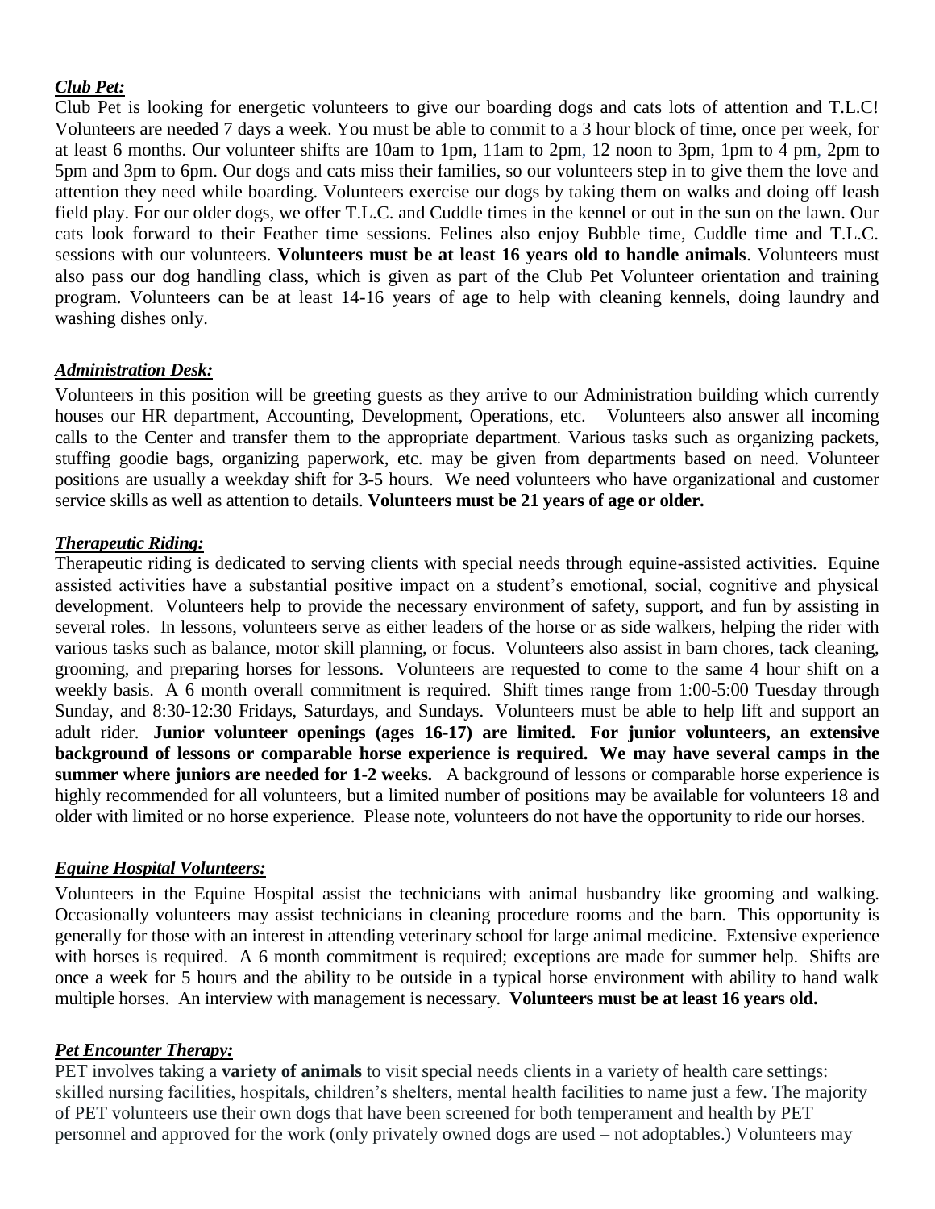***Club Pet:***

Club Pet is looking for energetic volunteers to give our boarding dogs and cats lots of attention and T.L.C! Volunteers are needed 7 days a week. You must be able to commit to a 3 hour block of time, once per week, for at least 6 months. Our volunteer shifts are 10am to 1pm, 11am to 2pm, 12 noon to 3pm, 1pm to 4 pm, 2pm to 5pm and 3pm to 6pm. Our dogs and cats miss their families, so our volunteers step in to give them the love and attention they need while boarding. Volunteers exercise our dogs by taking them on walks and doing off leash field play. For our older dogs, we offer T.L.C. and Cuddle times in the kennel or out in the sun on the lawn. Our cats look forward to their Feather time sessions. Felines also enjoy Bubble time, Cuddle time and T.L.C. sessions with our volunteers. **Volunteers must be at least 16 years old to handle animals**. Volunteers must also pass our dog handling class, which is given as part of the Club Pet Volunteer orientation and training program. Volunteers can be at least 14-16 years of age to help with cleaning kennels, doing laundry and washing dishes only.

***Administration Desk:***

Volunteers in this position will be greeting guests as they arrive to our Administration building which currently houses our HR department, Accounting, Development, Operations, etc. Volunteers also answer all incoming calls to the Center and transfer them to the appropriate department. Various tasks such as organizing packets, stuffing goodie bags, organizing paperwork, etc. may be given from departments based on need. Volunteer positions are usually a weekday shift for 3-5 hours. We need volunteers who have organizational and customer service skills as well as attention to details. **Volunteers must be 21 years of age or older.**

***Therapeutic Riding:***

Therapeutic riding is dedicated to serving clients with special needs through equine-assisted activities. Equine assisted activities have a substantial positive impact on a student's emotional, social, cognitive and physical development. Volunteers help to provide the necessary environment of safety, support, and fun by assisting in several roles. In lessons, volunteers serve as either leaders of the horse or as side walkers, helping the rider with various tasks such as balance, motor skill planning, or focus. Volunteers also assist in barn chores, tack cleaning, grooming, and preparing horses for lessons. Volunteers are requested to come to the same 4 hour shift on a weekly basis. A 6 month overall commitment is required. Shift times range from 1:00-5:00 Tuesday through Sunday, and 8:30-12:30 Fridays, Saturdays, and Sundays. Volunteers must be able to help lift and support an adult rider. **Junior volunteer openings (ages 16-17) are limited. For junior volunteers, an extensive background of lessons or comparable horse experience is required. We may have several camps in the summer where juniors are needed for 1-2 weeks.** A background of lessons or comparable horse experience is highly recommended for all volunteers, but a limited number of positions may be available for volunteers 18 and older with limited or no horse experience. Please note, volunteers do not have the opportunity to ride our horses.

***Equine Hospital Volunteers:***

Volunteers in the Equine Hospital assist the technicians with animal husbandry like grooming and walking. Occasionally volunteers may assist technicians in cleaning procedure rooms and the barn. This opportunity is generally for those with an interest in attending veterinary school for large animal medicine. Extensive experience with horses is required. A 6 month commitment is required; exceptions are made for summer help. Shifts are once a week for 5 hours and the ability to be outside in a typical horse environment with ability to hand walk multiple horses. An interview with management is necessary. **Volunteers must be at least 16 years old.**

***Pet Encounter Therapy:***

PET involves taking a **variety of animals** to visit special needs clients in a variety of health care settings: skilled nursing facilities, hospitals, children's shelters, mental health facilities to name just a few. The majority of PET volunteers use their own dogs that have been screened for both temperament and health by PET personnel and approved for the work (only privately owned dogs are used – not adoptables.) Volunteers may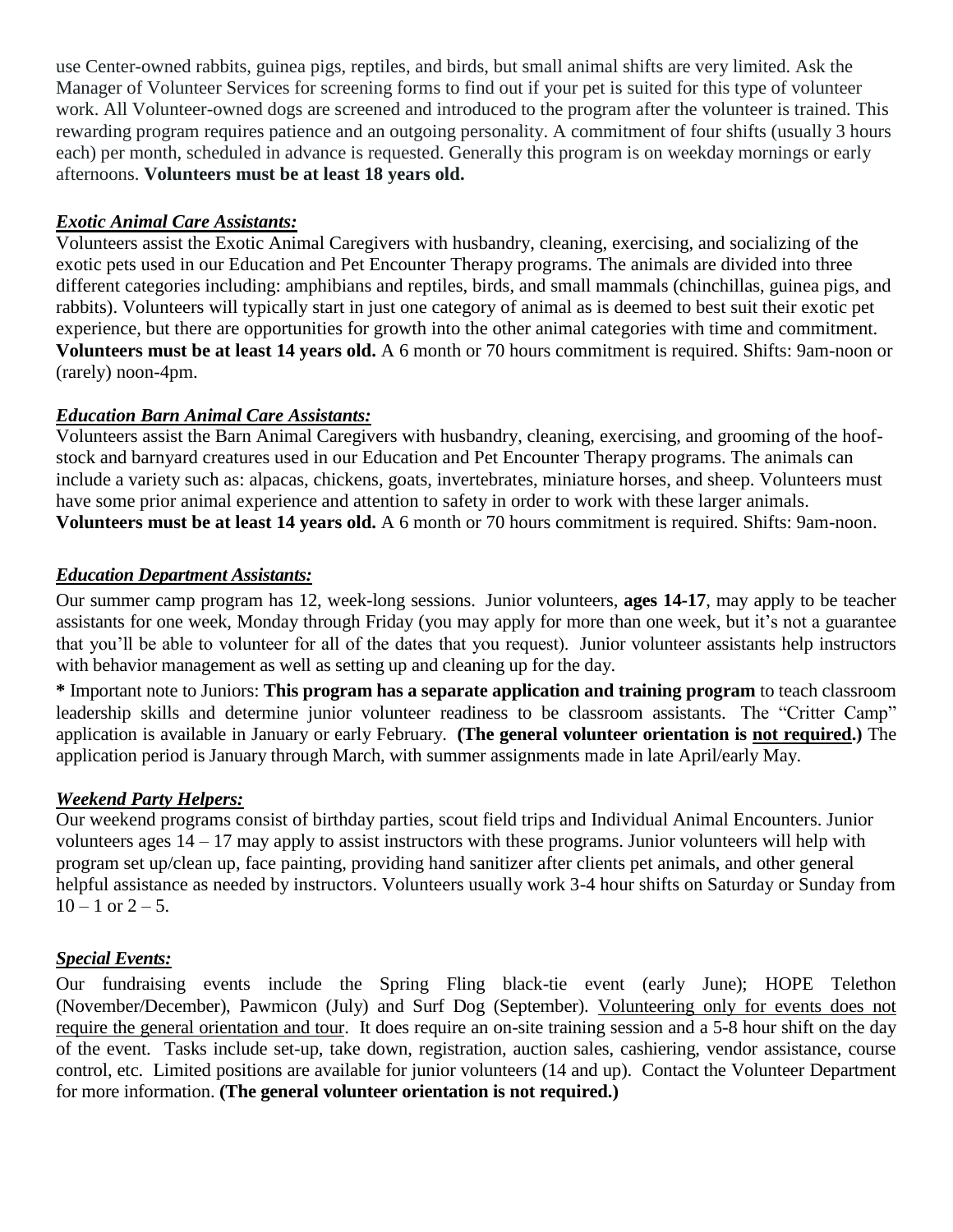use Center-owned rabbits, guinea pigs, reptiles, and birds, but small animal shifts are very limited. Ask the Manager of Volunteer Services for screening forms to find out if your pet is suited for this type of volunteer work. All Volunteer-owned dogs are screened and introduced to the program after the volunteer is trained. This rewarding program requires patience and an outgoing personality. A commitment of four shifts (usually 3 hours each) per month, scheduled in advance is requested. Generally this program is on weekday mornings or early afternoons. **Volunteers must be at least 18 years old.**

### ***Exotic Animal Care Assistants:***

Volunteers assist the Exotic Animal Caregivers with husbandry, cleaning, exercising, and socializing of the exotic pets used in our Education and Pet Encounter Therapy programs. The animals are divided into three different categories including: amphibians and reptiles, birds, and small mammals (chinchillas, guinea pigs, and rabbits). Volunteers will typically start in just one category of animal as is deemed to best suit their exotic pet experience, but there are opportunities for growth into the other animal categories with time and commitment. **Volunteers must be at least 14 years old.** A 6 month or 70 hours commitment is required. Shifts: 9am-noon or (rarely) noon-4pm.

### ***Education Barn Animal Care Assistants:***

Volunteers assist the Barn Animal Caregivers with husbandry, cleaning, exercising, and grooming of the hoof-stock and barnyard creatures used in our Education and Pet Encounter Therapy programs. The animals can include a variety such as: alpacas, chickens, goats, invertebrates, miniature horses, and sheep. Volunteers must have some prior animal experience and attention to safety in order to work with these larger animals. **Volunteers must be at least 14 years old.** A 6 month or 70 hours commitment is required. Shifts: 9am-noon.

### ***Education Department Assistants:***

Our summer camp program has 12, week-long sessions. Junior volunteers, **ages 14-17**, may apply to be teacher assistants for one week, Monday through Friday (you may apply for more than one week, but it's not a guarantee that you'll be able to volunteer for all of the dates that you request). Junior volunteer assistants help instructors with behavior management as well as setting up and cleaning up for the day.

**\*** Important note to Juniors: **This program has a separate application and training program** to teach classroom leadership skills and determine junior volunteer readiness to be classroom assistants. The "Critter Camp" application is available in January or early February. **(The general volunteer orientation is <u>not required</u>.)** The application period is January through March, with summer assignments made in late April/early May.

### ***Weekend Party Helpers:***

Our weekend programs consist of birthday parties, scout field trips and Individual Animal Encounters. Junior volunteers ages 14 – 17 may apply to assist instructors with these programs. Junior volunteers will help with program set up/clean up, face painting, providing hand sanitizer after clients pet animals, and other general helpful assistance as needed by instructors. Volunteers usually work 3-4 hour shifts on Saturday or Sunday from 10 – 1 or 2 – 5.

### ***Special Events:***

Our fundraising events include the Spring Fling black-tie event (early June); HOPE Telethon (November/December), Pawmicon (July) and Surf Dog (September). <u>Volunteering only for events does not require the general orientation and tour</u>. It does require an on-site training session and a 5-8 hour shift on the day of the event. Tasks include set-up, take down, registration, auction sales, cashiering, vendor assistance, course control, etc. Limited positions are available for junior volunteers (14 and up). Contact the Volunteer Department for more information. **(The general volunteer orientation is not required.)**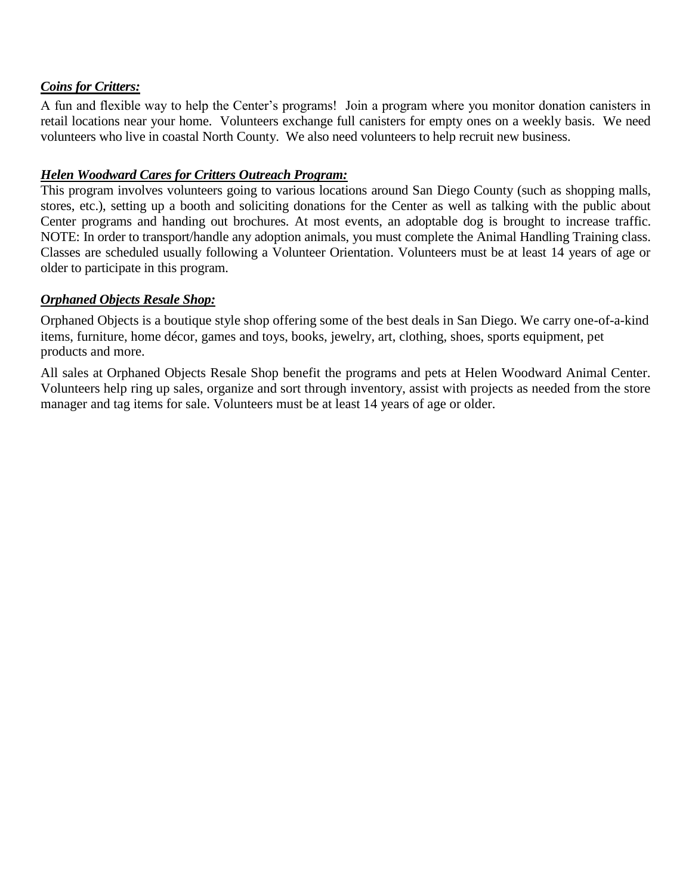***Coins for Critters:***

A fun and flexible way to help the Center's programs! Join a program where you monitor donation canisters in retail locations near your home. Volunteers exchange full canisters for empty ones on a weekly basis. We need volunteers who live in coastal North County. We also need volunteers to help recruit new business.

***Helen Woodward Cares for Critters Outreach Program:***

This program involves volunteers going to various locations around San Diego County (such as shopping malls, stores, etc.), setting up a booth and soliciting donations for the Center as well as talking with the public about Center programs and handing out brochures. At most events, an adoptable dog is brought to increase traffic. NOTE: In order to transport/handle any adoption animals, you must complete the Animal Handling Training class. Classes are scheduled usually following a Volunteer Orientation. Volunteers must be at least 14 years of age or older to participate in this program.

***Orphaned Objects Resale Shop:***

Orphaned Objects is a boutique style shop offering some of the best deals in San Diego. We carry one-of-a-kind items, furniture, home décor, games and toys, books, jewelry, art, clothing, shoes, sports equipment, pet products and more.

All sales at Orphaned Objects Resale Shop benefit the programs and pets at Helen Woodward Animal Center. Volunteers help ring up sales, organize and sort through inventory, assist with projects as needed from the store manager and tag items for sale. Volunteers must be at least 14 years of age or older.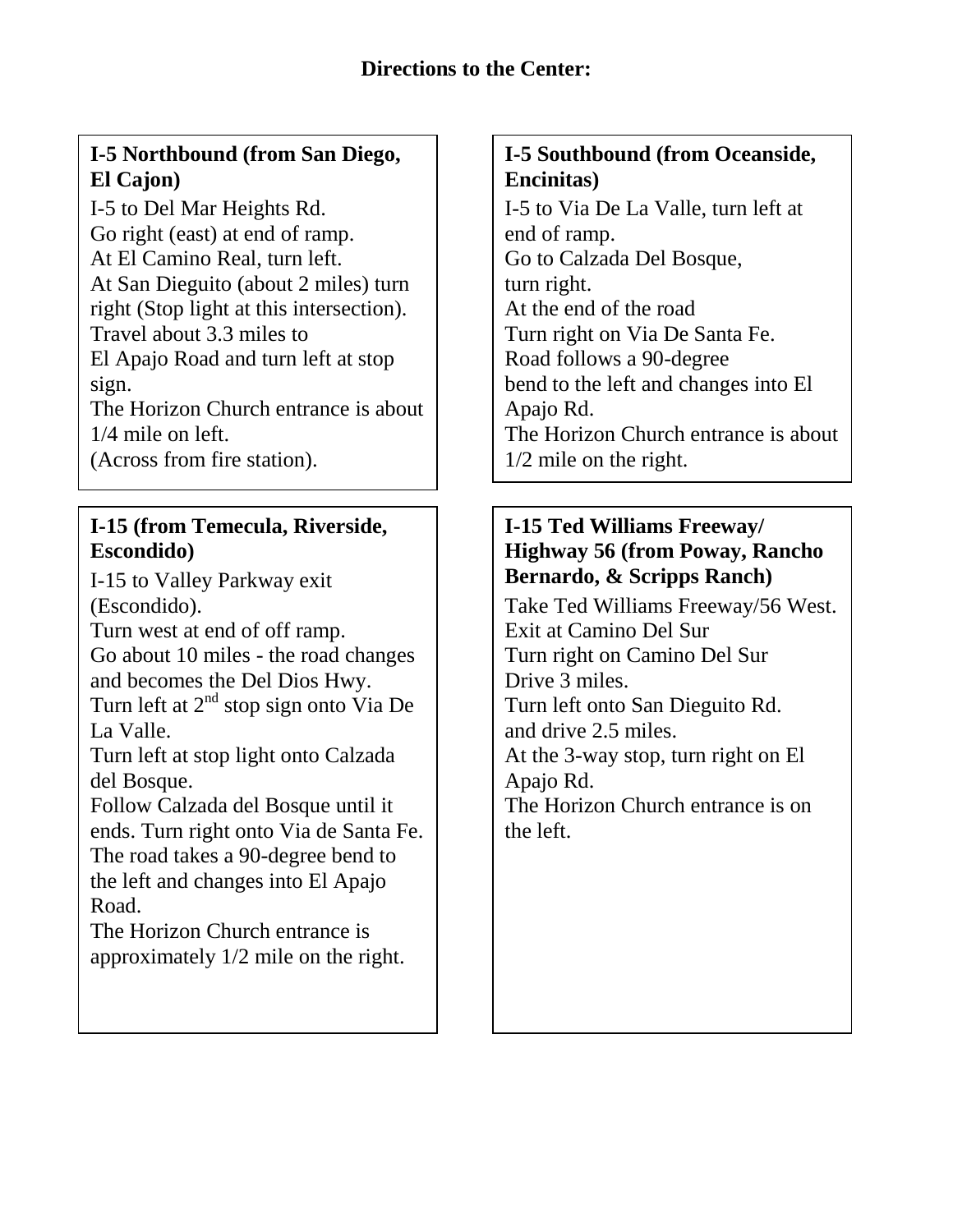# Directions to the Center:

### I-5 Northbound (from San Diego, El Cajon)

I-5 to Del Mar Heights Rd.
Go right (east) at end of ramp.
At El Camino Real, turn left.
At San Dieguito (about 2 miles) turn right (Stop light at this intersection).
Travel about 3.3 miles to
El Apajo Road and turn left at stop sign.
The Horizon Church entrance is about 1/4 mile on left.
(Across from fire station).

### I-5 Southbound (from Oceanside, Encinitas)

I-5 to Via De La Valle, turn left at end of ramp.
Go to Calzada Del Bosque,
turn right.
At the end of the road
Turn right on Via De Santa Fe.
Road follows a 90-degree
bend to the left and changes into El Apajo Rd.
The Horizon Church entrance is about 1/2 mile on the right.

### I-15 (from Temecula, Riverside, Escondido)

I-15 to Valley Parkway exit (Escondido).
Turn west at end of off ramp.
Go about 10 miles - the road changes and becomes the Del Dios Hwy.
Turn left at 2nd stop sign onto Via De La Valle.
Turn left at stop light onto Calzada del Bosque.
Follow Calzada del Bosque until it ends. Turn right onto Via de Santa Fe.
The road takes a 90-degree bend to the left and changes into El Apajo Road.
The Horizon Church entrance is approximately 1/2 mile on the right.

### I-15 Ted Williams Freeway/ Highway 56 (from Poway, Rancho Bernardo, & Scripps Ranch)

Take Ted Williams Freeway/56 West.
Exit at Camino Del Sur
Turn right on Camino Del Sur
Drive 3 miles.
Turn left onto San Dieguito Rd.
and drive 2.5 miles.
At the 3-way stop, turn right on El Apajo Rd.
The Horizon Church entrance is on the left.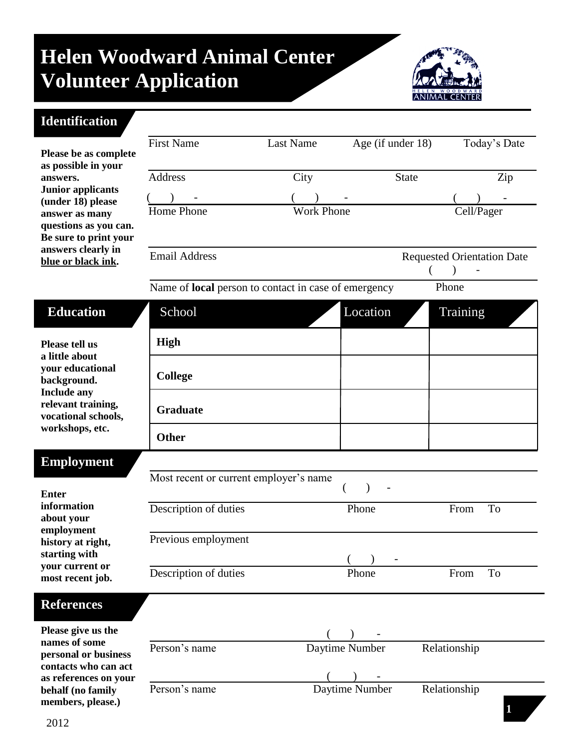# Helen Woodward Animal Center Volunteer Application

## Identification

**Please be as complete as possible in your answers. Junior applicants (under 18) please answer as many questions as you can. Be sure to print your answers clearly in blue or black ink.**

| First Name | Last Name | Age (if under 18) | Today's Date |
|---|---|---|---|
| Address | City | State | Zip |

( ) - Home Phone | ( ) - Work Phone | ( ) - Cell/Pager

Email Address | Requested Orientation Date

Name of **local** person to contact in case of emergency | ( ) - Phone

## Education

**Please tell us a little about your educational background. Include any relevant training, vocational schools, workshops, etc.**

| School | Location | Training |
|---|---|---|
| **High** | | |
| **College** | | |
| **Graduate** | | |
| **Other** | | |

## Employment

**Enter information about your employment history at right, starting with your current or most recent job.**

Most recent or current employer's name

Description of duties | ( ) - Phone | From | To

Previous employment

Description of duties | ( ) - Phone | From | To

## References

**Please give us the names of some personal or business contacts who can act as references on your behalf (no family members, please.)**

| Person's name | Daytime Number | Relationship |
|---|---|---|
| | ( ) - | |
| | ( ) - | |

2012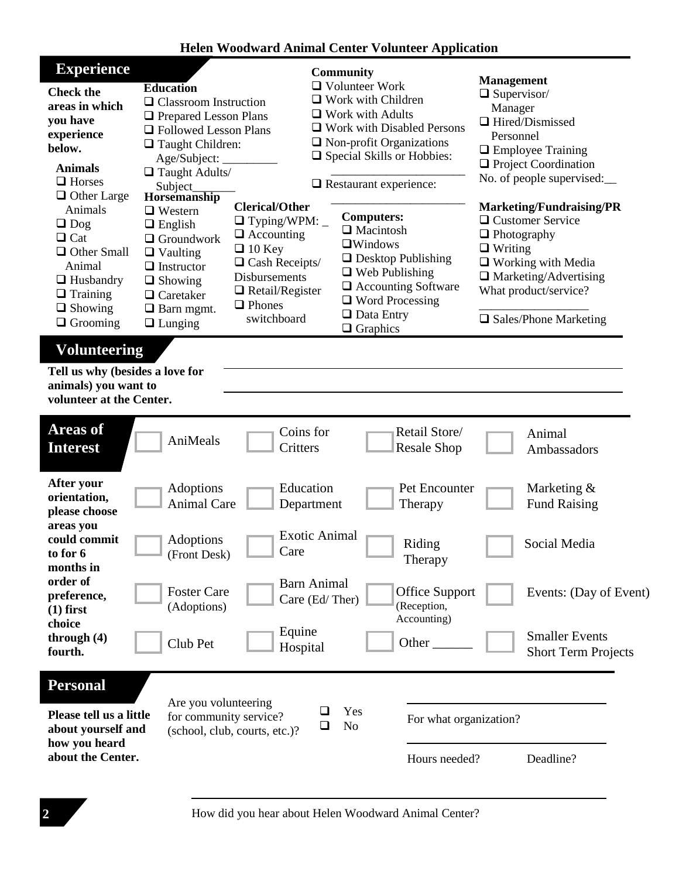# Helen Woodward Animal Center Volunteer Application

## Experience

**Check the areas in which you have experience below.**

**Animals**
- ❑ Horses
- ❑ Other Large Animals
- ❑ Dog
- ❑ Cat
- ❑ Other Small Animal
- ❑ Husbandry
- ❑ Training
- ❑ Showing
- ❑ Grooming

**Education**
- ❑ Classroom Instruction
- ❑ Prepared Lesson Plans
- ❑ Followed Lesson Plans
- ❑ Taught Children: Age/Subject: _________
- ❑ Taught Adults/ Subject_______

**Horsemanship**
- ❑ Western
- ❑ English
- ❑ Groundwork
- ❑ Vaulting
- ❑ Instructor
- ❑ Showing
- ❑ Caretaker
- ❑ Barn mgmt.
- ❑ Lunging

**Clerical/Other**
- ❑ Typing/WPM: _
- ❑ Accounting
- ❑ 10 Key
- ❑ Cash Receipts/ Disbursements
- ❑ Retail/Register
- ❑ Phones switchboard

**Community**
- ❑ Volunteer Work
- ❑ Work with Children
- ❑ Work with Adults
- ❑ Work with Disabled Persons
- ❑ Non-profit Organizations
- ❑ Special Skills or Hobbies: _____________________
- ❑ Restaurant experience: _____________________

**Computers:**
- ❑ Macintosh
- ❑ Windows
- ❑ Desktop Publishing
- ❑ Web Publishing
- ❑ Accounting Software
- ❑ Word Processing
- ❑ Data Entry
- ❑ Graphics

**Management**
- ❑ Supervisor/ Manager
- ❑ Hired/Dismissed Personnel
- ❑ Employee Training
- ❑ Project Coordination

No. of people supervised:__

**Marketing/Fundraising/PR**
- ❑ Customer Service
- ❑ Photography
- ❑ Writing
- ❑ Working with Media
- ❑ Marketing/Advertising

What product/service? __________________
- ❑ Sales/Phone Marketing

## Volunteering

**Tell us why (besides a love for animals) you want to volunteer at the Center.** ____________________________________________

____________________________________________

## Areas of Interest

**After your orientation, please choose areas you could commit to for 6 months in order of preference, (1) first choice through (4) fourth.**

| | | | |
|---|---|---|---|
| ☐ AniMeals | ☐ Coins for Critters | ☐ Retail Store/ Resale Shop | ☐ Animal Ambassadors |
| ☐ Adoptions Animal Care | ☐ Education Department | ☐ Pet Encounter Therapy | ☐ Marketing & Fund Raising |
| ☐ Adoptions (Front Desk) | ☐ Exotic Animal Care | ☐ Riding Therapy | ☐ Social Media |
| ☐ Foster Care (Adoptions) | ☐ Barn Animal Care (Ed/ Ther) | ☐ Office Support (Reception, Accounting) | ☐ Events: (Day of Event) |
| ☐ Club Pet | ☐ Equine Hospital | ☐ Other ______ | ☐ Smaller Events Short Term Projects |

## Personal

**Please tell us a little about yourself and how you heard about the Center.**

Are you volunteering for community service? (school, club, courts, etc.)?
- ❑ Yes
- ❑ No

For what organization? ____________________

Hours needed? ____________ Deadline? ____________

How did you hear about Helen Woodward Animal Center? ____________________________________________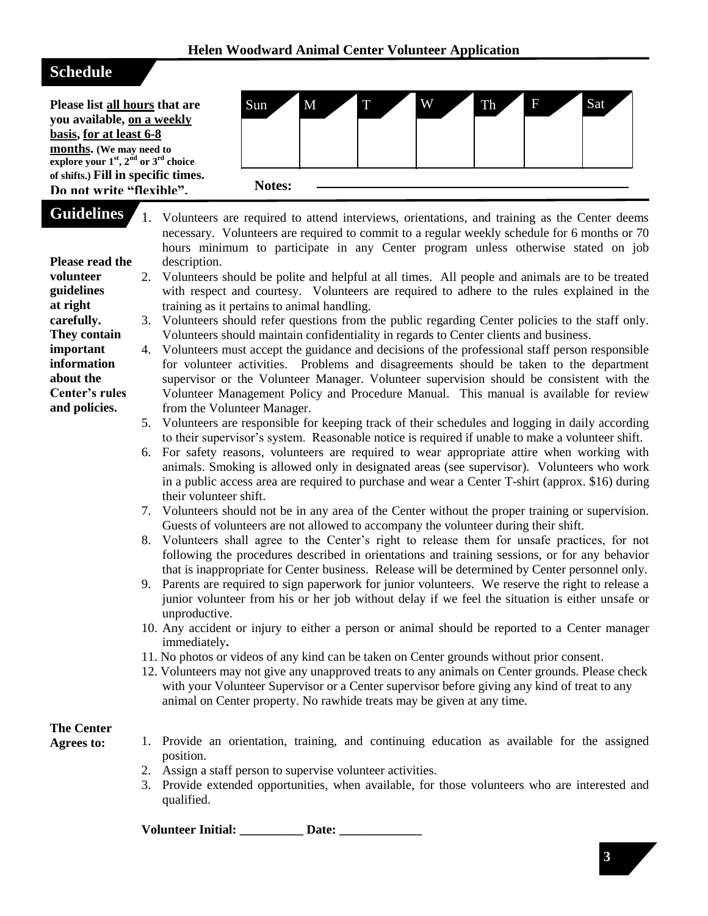**Helen Woodward Animal Center Volunteer Application**

## Schedule

**Please list <u>all hours</u> that are you available, <u>on a weekly basis</u>, <u>for at least 6-8 months</u>. (We may need to explore your 1st, 2nd or 3rd choice of shifts.) Fill in specific times. Do not write "flexible".**

| Sun | M | T | W | Th | F | Sat |
|---|---|---|---|---|---|---|
| | | | | | | |

**Notes:** \_\_\_\_\_\_\_\_\_\_\_\_\_\_\_\_\_\_\_\_\_\_\_\_\_\_\_\_\_\_\_\_\_\_\_\_\_\_\_\_\_\_

## Guidelines

**Please read the volunteer guidelines at right carefully. They contain important information about the Center's rules and policies.**

1. Volunteers are required to attend interviews, orientations, and training as the Center deems necessary. Volunteers are required to commit to a regular weekly schedule for 6 months or 70 hours minimum to participate in any Center program unless otherwise stated on job description.
2. Volunteers should be polite and helpful at all times. All people and animals are to be treated with respect and courtesy. Volunteers are required to adhere to the rules explained in the training as it pertains to animal handling.
3. Volunteers should refer questions from the public regarding Center policies to the staff only. Volunteers should maintain confidentiality in regards to Center clients and business.
4. Volunteers must accept the guidance and decisions of the professional staff person responsible for volunteer activities. Problems and disagreements should be taken to the department supervisor or the Volunteer Manager. Volunteer supervision should be consistent with the Volunteer Management Policy and Procedure Manual. This manual is available for review from the Volunteer Manager.
5. Volunteers are responsible for keeping track of their schedules and logging in daily according to their supervisor's system. Reasonable notice is required if unable to make a volunteer shift.
6. For safety reasons, volunteers are required to wear appropriate attire when working with animals. Smoking is allowed only in designated areas (see supervisor). Volunteers who work in a public access area are required to purchase and wear a Center T-shirt (approx. $16) during their volunteer shift.
7. Volunteers should not be in any area of the Center without the proper training or supervision. Guests of volunteers are not allowed to accompany the volunteer during their shift.
8. Volunteers shall agree to the Center's right to release them for unsafe practices, for not following the procedures described in orientations and training sessions, or for any behavior that is inappropriate for Center business. Release will be determined by Center personnel only.
9. Parents are required to sign paperwork for junior volunteers. We reserve the right to release a junior volunteer from his or her job without delay if we feel the situation is either unsafe or unproductive.
10. Any accident or injury to either a person or animal should be reported to a Center manager immediately**.**
11. No photos or videos of any kind can be taken on Center grounds without prior consent.
12. Volunteers may not give any unapproved treats to any animals on Center grounds. Please check with your Volunteer Supervisor or a Center supervisor before giving any kind of treat to any animal on Center property. No rawhide treats may be given at any time.

**The Center Agrees to:**

1. Provide an orientation, training, and continuing education as available for the assigned position.
2. Assign a staff person to supervise volunteer activities.
3. Provide extended opportunities, when available, for those volunteers who are interested and qualified.

**Volunteer Initial: \_\_\_\_\_\_\_\_\_\_ Date: \_\_\_\_\_\_\_\_\_\_\_\_\_**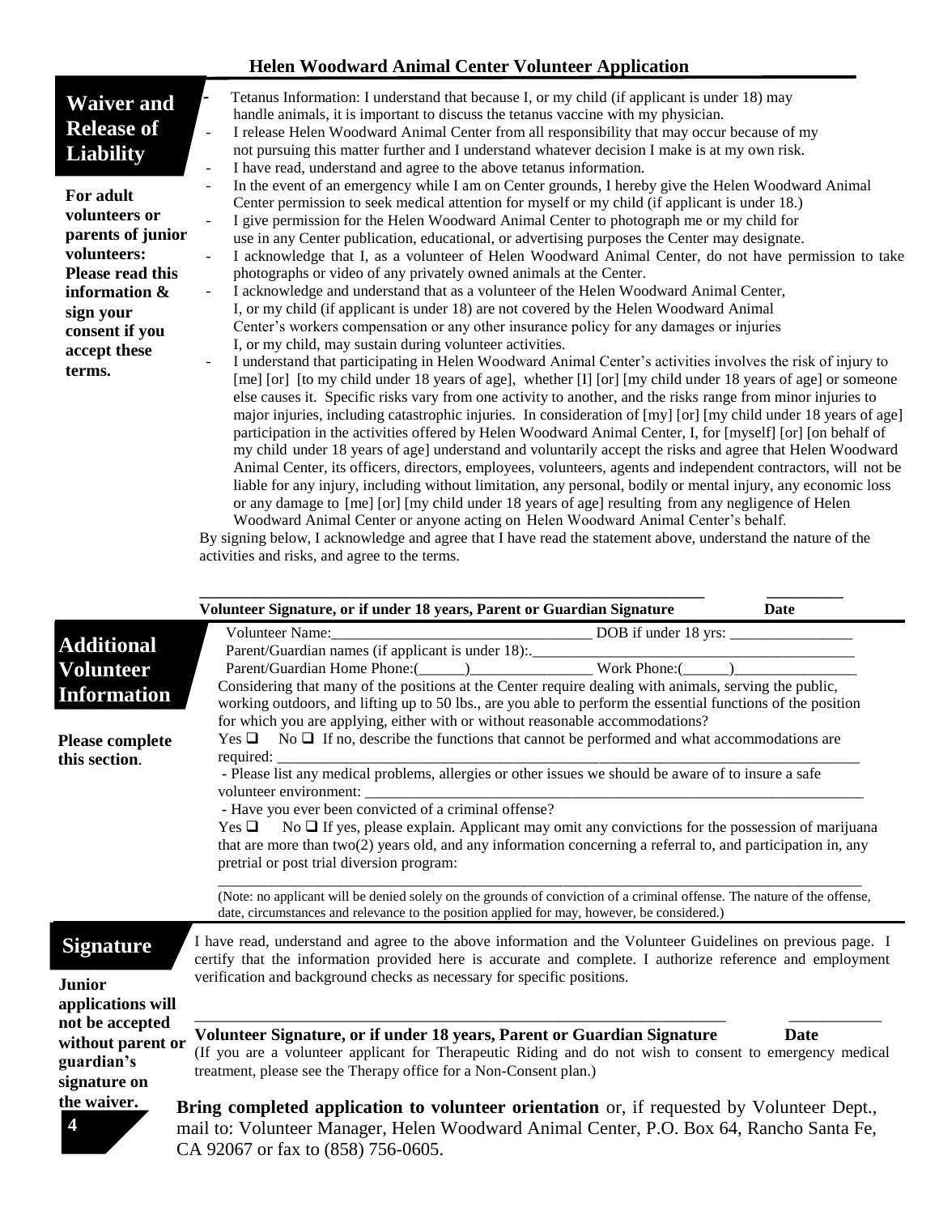# Helen Woodward Animal Center Volunteer Application

## Waiver and Release of Liability

**For adult volunteers or parents of junior volunteers: Please read this information & sign your consent if you accept these terms.**

- Tetanus Information: I understand that because I, or my child (if applicant is under 18) may handle animals, it is important to discuss the tetanus vaccine with my physician.
- I release Helen Woodward Animal Center from all responsibility that may occur because of my not pursuing this matter further and I understand whatever decision I make is at my own risk.
- I have read, understand and agree to the above tetanus information.
- In the event of an emergency while I am on Center grounds, I hereby give the Helen Woodward Animal Center permission to seek medical attention for myself or my child (if applicant is under 18.)
- I give permission for the Helen Woodward Animal Center to photograph me or my child for use in any Center publication, educational, or advertising purposes the Center may designate.
- I acknowledge that I, as a volunteer of Helen Woodward Animal Center, do not have permission to take photographs or video of any privately owned animals at the Center.
- I acknowledge and understand that as a volunteer of the Helen Woodward Animal Center, I, or my child (if applicant is under 18) are not covered by the Helen Woodward Animal Center's workers compensation or any other insurance policy for any damages or injuries I, or my child, may sustain during volunteer activities.
- I understand that participating in Helen Woodward Animal Center's activities involves the risk of injury to [me] [or] [to my child under 18 years of age], whether [I] [or] [my child under 18 years of age] or someone else causes it. Specific risks vary from one activity to another, and the risks range from minor injuries to major injuries, including catastrophic injuries. In consideration of [my] [or] [my child under 18 years of age] participation in the activities offered by Helen Woodward Animal Center, I, for [myself] [or] [on behalf of my child under 18 years of age] understand and voluntarily accept the risks and agree that Helen Woodward Animal Center, its officers, directors, employees, volunteers, agents and independent contractors, will not be liable for any injury, including without limitation, any personal, bodily or mental injury, any economic loss or any damage to [me] [or] [my child under 18 years of age] resulting from any negligence of Helen Woodward Animal Center or anyone acting on Helen Woodward Animal Center's behalf.

By signing below, I acknowledge and agree that I have read the statement above, understand the nature of the activities and risks, and agree to the terms.

_________________________________________________________________ __________

**Volunteer Signature, or if under 18 years, Parent or Guardian Signature** **Date**

## Additional Volunteer Information

**Please complete this section.**

Volunteer Name:_________________________________ DOB if under 18 yrs: ________________

Parent/Guardian names (if applicant is under 18):.___________________________________________

Parent/Guardian Home Phone:(______)________________ Work Phone:(______)________________

Considering that many of the positions at the Center require dealing with animals, serving the public, working outdoors, and lifting up to 50 lbs., are you able to perform the essential functions of the position for which you are applying, either with or without reasonable accommodations?

Yes ❑ No ❑ If no, describe the functions that cannot be performed and what accommodations are required: ___________________________________________________________________________

- Please list any medical problems, allergies or other issues we should be aware of to insure a safe volunteer environment: ___________________________________________________________________

- Have you ever been convicted of a criminal offense?

Yes ❑ No ❑ If yes, please explain. Applicant may omit any convictions for the possession of marijuana that are more than two(2) years old, and any information concerning a referral to, and participation in, any pretrial or post trial diversion program:

___________________________________________________________________________________

(Note: no applicant will be denied solely on the grounds of conviction of a criminal offense. The nature of the offense, date, circumstances and relevance to the position applied for may, however, be considered.)

## Signature

**Junior applications will not be accepted without parent or guardian's signature on the waiver.**

I have read, understand and agree to the above information and the Volunteer Guidelines on previous page. I certify that the information provided here is accurate and complete. I authorize reference and employment verification and background checks as necessary for specific positions.

_________________________________________________________________ ___________

**Volunteer Signature, or if under 18 years, Parent or Guardian Signature** **Date**

(If you are a volunteer applicant for Therapeutic Riding and do not wish to consent to emergency medical treatment, please see the Therapy office for a Non-Consent plan.)

**Bring completed application to volunteer orientation** or, if requested by Volunteer Dept., mail to: Volunteer Manager, Helen Woodward Animal Center, P.O. Box 64, Rancho Santa Fe, CA 92067 or fax to (858) 756-0605.